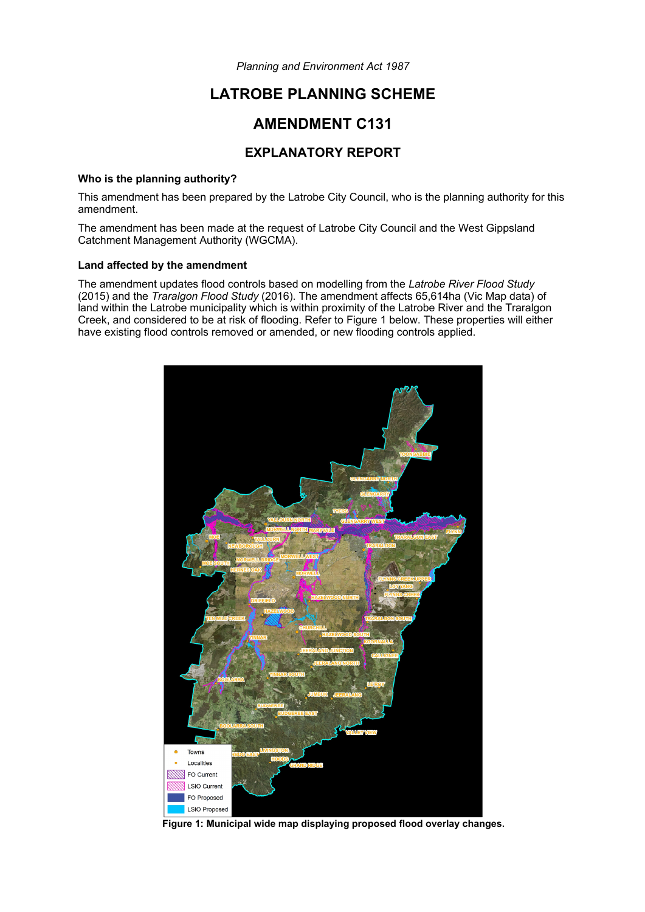*Planning and Environment Act 1987*

# LATROBE PLANNING SCHEME

# AMENDMENT C131

## EXPLANATORY REPORT

### Who is the planning authority?

This amendment has been prepared by the Latrobe City Council, who is the planning authority for this amendment.

The amendment has been made at the request of Latrobe City Council and the West Gippsland Catchment Management Authority (WGCMA).

### Land affected by the amendment

The amendment updates flood controls based on modelling from the *Latrobe River Flood Study* (2015) and the *Traralgon Flood Study* (2016). The amendment affects 65,614ha (Vic Map data) of land within the Latrobe municipality which is within proximity of the Latrobe River and the Traralgon Creek, and considered to be at risk of flooding. Refer to Figure 1 below. These properties will either have existing flood controls removed or amended, or new flooding controls applied.

**Figure 1: Municipal wide map displaying proposed flood overlay changes.**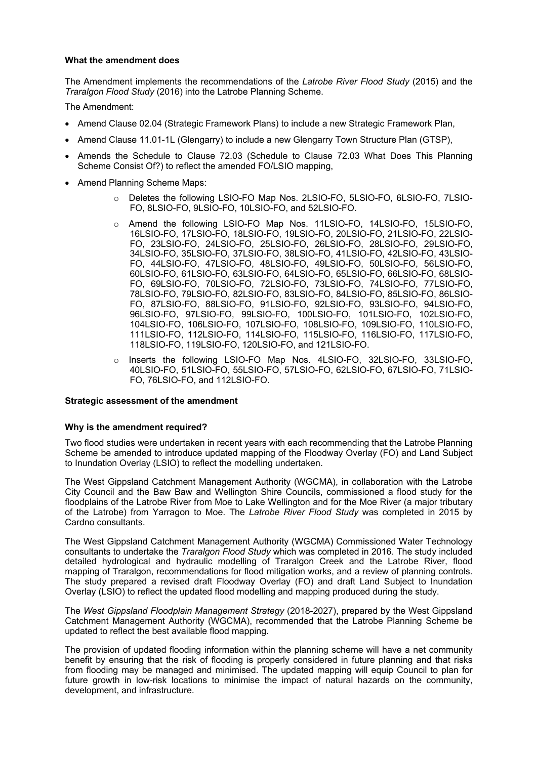**What the amendment does**

The Amendment implements the recommendations of the *Latrobe River Flood Study* (2015) and the *Traralgon Flood Study* (2016) into the Latrobe Planning Scheme.

The Amendment:

- Amend Clause 02.04 (Strategic Framework Plans) to include a new Strategic Framework Plan,
- Amend Clause 11.01-1L (Glengarry) to include a new Glengarry Town Structure Plan (GTSP),
- Amends the Schedule to Clause 72.03 (Schedule to Clause 72.03 What Does This Planning Scheme Consist Of?) to reflect the amended FO/LSIO mapping,
- Amend Planning Scheme Maps:
  - Deletes the following LSIO-FO Map Nos. 2LSIO-FO, 5LSIO-FO, 6LSIO-FO, 7LSIO-FO, 8LSIO-FO, 9LSIO-FO, 10LSIO-FO, and 52LSIO-FO.
  - Amend the following LSIO-FO Map Nos. 11LSIO-FO, 14LSIO-FO, 15LSIO-FO, 16LSIO-FO, 17LSIO-FO, 18LSIO-FO, 19LSIO-FO, 20LSIO-FO, 21LSIO-FO, 22LSIO-FO, 23LSIO-FO, 24LSIO-FO, 25LSIO-FO, 26LSIO-FO, 28LSIO-FO, 29LSIO-FO, 34LSIO-FO, 35LSIO-FO, 37LSIO-FO, 38LSIO-FO, 41LSIO-FO, 42LSIO-FO, 43LSIO-FO, 44LSIO-FO, 47LSIO-FO, 48LSIO-FO, 49LSIO-FO, 50LSIO-FO, 56LSIO-FO, 60LSIO-FO, 61LSIO-FO, 63LSIO-FO, 64LSIO-FO, 65LSIO-FO, 66LSIO-FO, 68LSIO-FO, 69LSIO-FO, 70LSIO-FO, 72LSIO-FO, 73LSIO-FO, 74LSIO-FO, 77LSIO-FO, 78LSIO-FO, 79LSIO-FO, 82LSIO-FO, 83LSIO-FO, 84LSIO-FO, 85LSIO-FO, 86LSIO-FO, 87LSIO-FO, 88LSIO-FO, 91LSIO-FO, 92LSIO-FO, 93LSIO-FO, 94LSIO-FO, 96LSIO-FO, 97LSIO-FO, 99LSIO-FO, 100LSIO-FO, 101LSIO-FO, 102LSIO-FO, 104LSIO-FO, 106LSIO-FO, 107LSIO-FO, 108LSIO-FO, 109LSIO-FO, 110LSIO-FO, 111LSIO-FO, 112LSIO-FO, 114LSIO-FO, 115LSIO-FO, 116LSIO-FO, 117LSIO-FO, 118LSIO-FO, 119LSIO-FO, 120LSIO-FO, and 121LSIO-FO.
  - Inserts the following LSIO-FO Map Nos. 4LSIO-FO, 32LSIO-FO, 33LSIO-FO, 40LSIO-FO, 51LSIO-FO, 55LSIO-FO, 57LSIO-FO, 62LSIO-FO, 67LSIO-FO, 71LSIO-FO, 76LSIO-FO, and 112LSIO-FO.

**Strategic assessment of the amendment**

**Why is the amendment required?**

Two flood studies were undertaken in recent years with each recommending that the Latrobe Planning Scheme be amended to introduce updated mapping of the Floodway Overlay (FO) and Land Subject to Inundation Overlay (LSIO) to reflect the modelling undertaken.

The West Gippsland Catchment Management Authority (WGCMA), in collaboration with the Latrobe City Council and the Baw Baw and Wellington Shire Councils, commissioned a flood study for the floodplains of the Latrobe River from Moe to Lake Wellington and for the Moe River (a major tributary of the Latrobe) from Yarragon to Moe. The *Latrobe River Flood Study* was completed in 2015 by Cardno consultants.

The West Gippsland Catchment Management Authority (WGCMA) Commissioned Water Technology consultants to undertake the *Traralgon Flood Study* which was completed in 2016. The study included detailed hydrological and hydraulic modelling of Traralgon Creek and the Latrobe River, flood mapping of Traralgon, recommendations for flood mitigation works, and a review of planning controls. The study prepared a revised draft Floodway Overlay (FO) and draft Land Subject to Inundation Overlay (LSIO) to reflect the updated flood modelling and mapping produced during the study.

The *West Gippsland Floodplain Management Strategy* (2018-2027), prepared by the West Gippsland Catchment Management Authority (WGCMA), recommended that the Latrobe Planning Scheme be updated to reflect the best available flood mapping.

The provision of updated flooding information within the planning scheme will have a net community benefit by ensuring that the risk of flooding is properly considered in future planning and that risks from flooding may be managed and minimised. The updated mapping will equip Council to plan for future growth in low-risk locations to minimise the impact of natural hazards on the community, development, and infrastructure.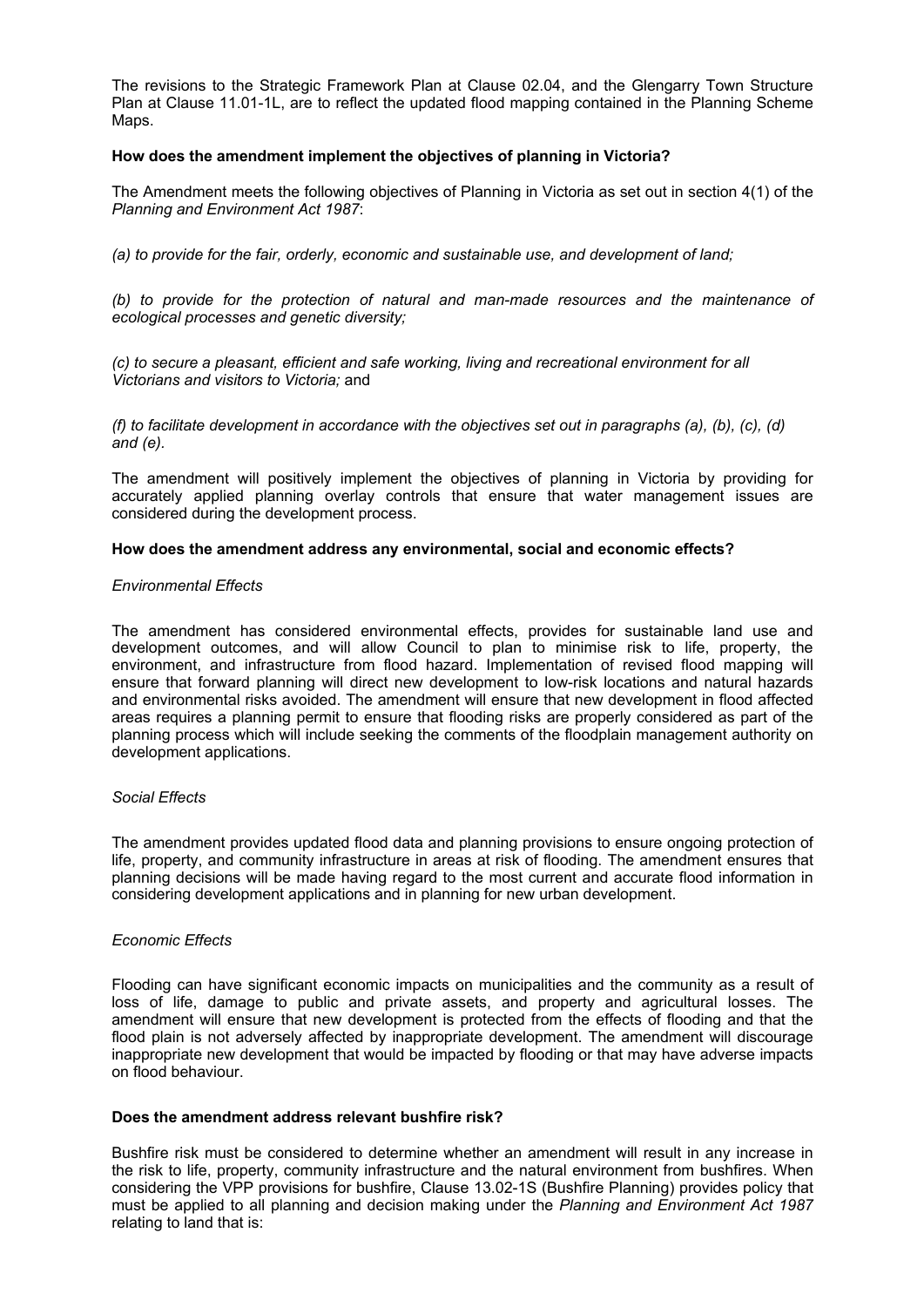The revisions to the Strategic Framework Plan at Clause 02.04, and the Glengarry Town Structure Plan at Clause 11.01-1L, are to reflect the updated flood mapping contained in the Planning Scheme Maps.

**How does the amendment implement the objectives of planning in Victoria?**

The Amendment meets the following objectives of Planning in Victoria as set out in section 4(1) of the *Planning and Environment Act 1987*:

*(a) to provide for the fair, orderly, economic and sustainable use, and development of land;*

*(b) to provide for the protection of natural and man-made resources and the maintenance of ecological processes and genetic diversity;*

*(c) to secure a pleasant, efficient and safe working, living and recreational environment for all Victorians and visitors to Victoria;* and

*(f) to facilitate development in accordance with the objectives set out in paragraphs (a), (b), (c), (d) and (e).*

The amendment will positively implement the objectives of planning in Victoria by providing for accurately applied planning overlay controls that ensure that water management issues are considered during the development process.

**How does the amendment address any environmental, social and economic effects?**

*Environmental Effects*

The amendment has considered environmental effects, provides for sustainable land use and development outcomes, and will allow Council to plan to minimise risk to life, property, the environment, and infrastructure from flood hazard. Implementation of revised flood mapping will ensure that forward planning will direct new development to low-risk locations and natural hazards and environmental risks avoided. The amendment will ensure that new development in flood affected areas requires a planning permit to ensure that flooding risks are properly considered as part of the planning process which will include seeking the comments of the floodplain management authority on development applications.

*Social Effects*

The amendment provides updated flood data and planning provisions to ensure ongoing protection of life, property, and community infrastructure in areas at risk of flooding. The amendment ensures that planning decisions will be made having regard to the most current and accurate flood information in considering development applications and in planning for new urban development.

*Economic Effects*

Flooding can have significant economic impacts on municipalities and the community as a result of loss of life, damage to public and private assets, and property and agricultural losses. The amendment will ensure that new development is protected from the effects of flooding and that the flood plain is not adversely affected by inappropriate development. The amendment will discourage inappropriate new development that would be impacted by flooding or that may have adverse impacts on flood behaviour.

**Does the amendment address relevant bushfire risk?**

Bushfire risk must be considered to determine whether an amendment will result in any increase in the risk to life, property, community infrastructure and the natural environment from bushfires. When considering the VPP provisions for bushfire, Clause 13.02-1S (Bushfire Planning) provides policy that must be applied to all planning and decision making under the *Planning and Environment Act 1987* relating to land that is: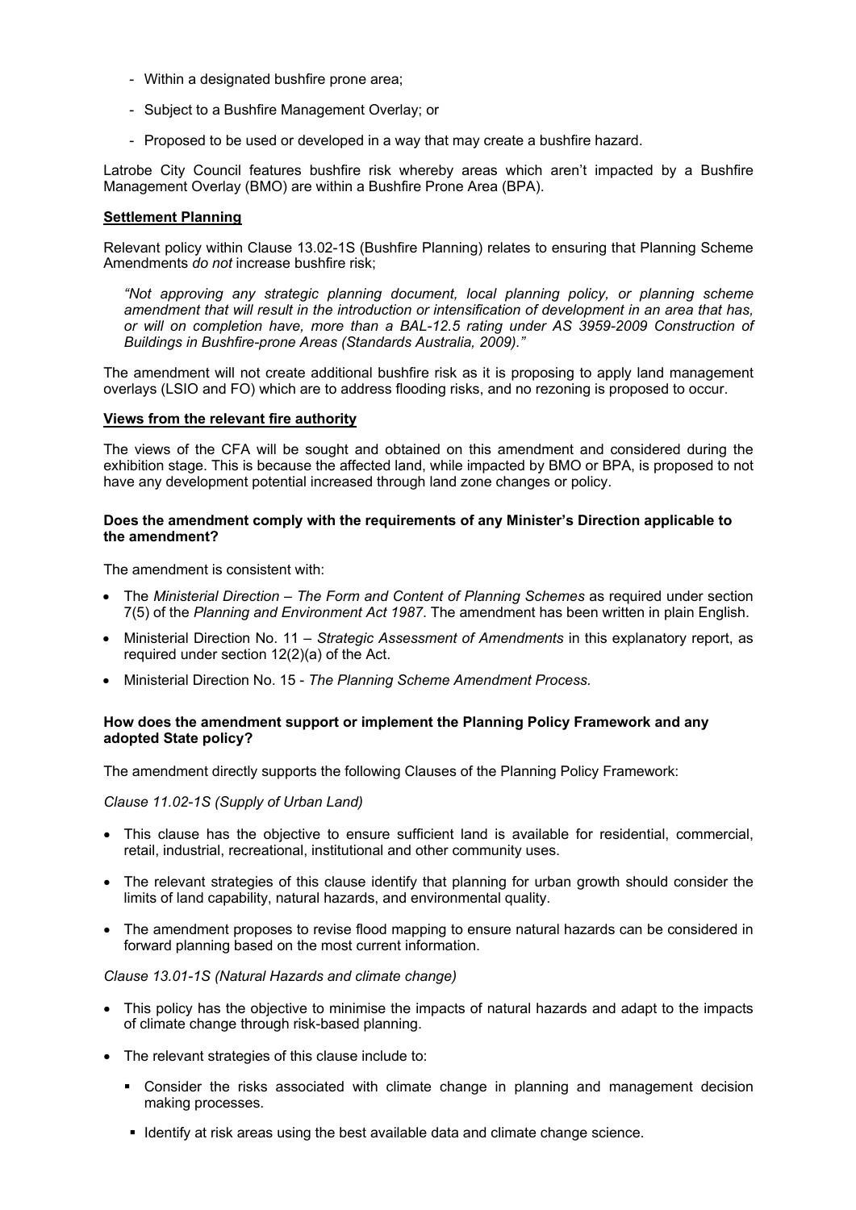- Within a designated bushfire prone area;
- Subject to a Bushfire Management Overlay; or
- Proposed to be used or developed in a way that may create a bushfire hazard.

Latrobe City Council features bushfire risk whereby areas which aren't impacted by a Bushfire Management Overlay (BMO) are within a Bushfire Prone Area (BPA).

**Settlement Planning**

Relevant policy within Clause 13.02-1S (Bushfire Planning) relates to ensuring that Planning Scheme Amendments *do not* increase bushfire risk;

> *"Not approving any strategic planning document, local planning policy, or planning scheme amendment that will result in the introduction or intensification of development in an area that has, or will on completion have, more than a BAL-12.5 rating under AS 3959-2009 Construction of Buildings in Bushfire-prone Areas (Standards Australia, 2009)."*

The amendment will not create additional bushfire risk as it is proposing to apply land management overlays (LSIO and FO) which are to address flooding risks, and no rezoning is proposed to occur.

**Views from the relevant fire authority**

The views of the CFA will be sought and obtained on this amendment and considered during the exhibition stage. This is because the affected land, while impacted by BMO or BPA, is proposed to not have any development potential increased through land zone changes or policy.

### Does the amendment comply with the requirements of any Minister's Direction applicable to the amendment?

The amendment is consistent with:

- The *Ministerial Direction – The Form and Content of Planning Schemes* as required under section 7(5) of the *Planning and Environment Act 1987*. The amendment has been written in plain English.
- Ministerial Direction No. 11 – *Strategic Assessment of Amendments* in this explanatory report, as required under section 12(2)(a) of the Act.
- Ministerial Direction No. 15 - *The Planning Scheme Amendment Process.*

### How does the amendment support or implement the Planning Policy Framework and any adopted State policy?

The amendment directly supports the following Clauses of the Planning Policy Framework:

*Clause 11.02-1S (Supply of Urban Land)*

- This clause has the objective to ensure sufficient land is available for residential, commercial, retail, industrial, recreational, institutional and other community uses.
- The relevant strategies of this clause identify that planning for urban growth should consider the limits of land capability, natural hazards, and environmental quality.
- The amendment proposes to revise flood mapping to ensure natural hazards can be considered in forward planning based on the most current information.

*Clause 13.01-1S (Natural Hazards and climate change)*

- This policy has the objective to minimise the impacts of natural hazards and adapt to the impacts of climate change through risk-based planning.
- The relevant strategies of this clause include to:
  - Consider the risks associated with climate change in planning and management decision making processes.
  - Identify at risk areas using the best available data and climate change science.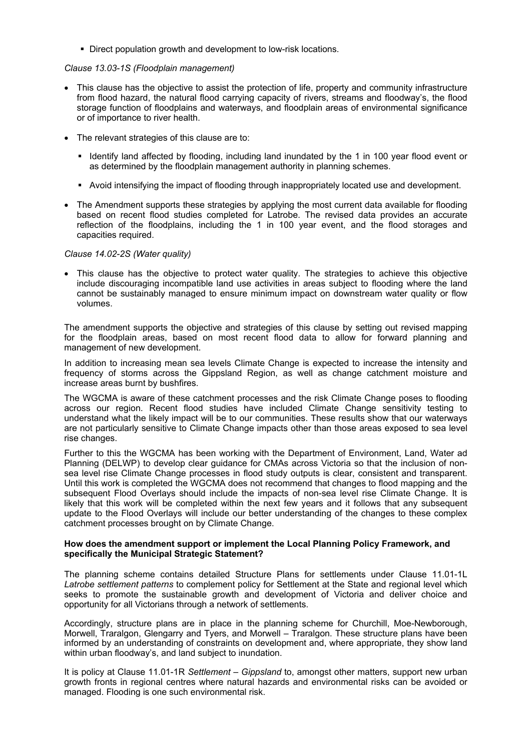- Direct population growth and development to low-risk locations.

*Clause 13.03-1S (Floodplain management)*

- This clause has the objective to assist the protection of life, property and community infrastructure from flood hazard, the natural flood carrying capacity of rivers, streams and floodway's, the flood storage function of floodplains and waterways, and floodplain areas of environmental significance or of importance to river health.
- The relevant strategies of this clause are to:
  - Identify land affected by flooding, including land inundated by the 1 in 100 year flood event or as determined by the floodplain management authority in planning schemes.
  - Avoid intensifying the impact of flooding through inappropriately located use and development.
- The Amendment supports these strategies by applying the most current data available for flooding based on recent flood studies completed for Latrobe. The revised data provides an accurate reflection of the floodplains, including the 1 in 100 year event, and the flood storages and capacities required.

*Clause 14.02-2S (Water quality)*

- This clause has the objective to protect water quality. The strategies to achieve this objective include discouraging incompatible land use activities in areas subject to flooding where the land cannot be sustainably managed to ensure minimum impact on downstream water quality or flow volumes.

The amendment supports the objective and strategies of this clause by setting out revised mapping for the floodplain areas, based on most recent flood data to allow for forward planning and management of new development.

In addition to increasing mean sea levels Climate Change is expected to increase the intensity and frequency of storms across the Gippsland Region, as well as change catchment moisture and increase areas burnt by bushfires.

The WGCMA is aware of these catchment processes and the risk Climate Change poses to flooding across our region. Recent flood studies have included Climate Change sensitivity testing to understand what the likely impact will be to our communities. These results show that our waterways are not particularly sensitive to Climate Change impacts other than those areas exposed to sea level rise changes.

Further to this the WGCMA has been working with the Department of Environment, Land, Water ad Planning (DELWP) to develop clear guidance for CMAs across Victoria so that the inclusion of non-sea level rise Climate Change processes in flood study outputs is clear, consistent and transparent. Until this work is completed the WGCMA does not recommend that changes to flood mapping and the subsequent Flood Overlays should include the impacts of non-sea level rise Climate Change. It is likely that this work will be completed within the next few years and it follows that any subsequent update to the Flood Overlays will include our better understanding of the changes to these complex catchment processes brought on by Climate Change.

**How does the amendment support or implement the Local Planning Policy Framework, and specifically the Municipal Strategic Statement?**

The planning scheme contains detailed Structure Plans for settlements under Clause 11.01-1L *Latrobe settlement patterns* to complement policy for Settlement at the State and regional level which seeks to promote the sustainable growth and development of Victoria and deliver choice and opportunity for all Victorians through a network of settlements.

Accordingly, structure plans are in place in the planning scheme for Churchill, Moe-Newborough, Morwell, Traralgon, Glengarry and Tyers, and Morwell – Traralgon. These structure plans have been informed by an understanding of constraints on development and, where appropriate, they show land within urban floodway's, and land subject to inundation.

It is policy at Clause 11.01-1R *Settlement – Gippsland* to, amongst other matters, support new urban growth fronts in regional centres where natural hazards and environmental risks can be avoided or managed. Flooding is one such environmental risk.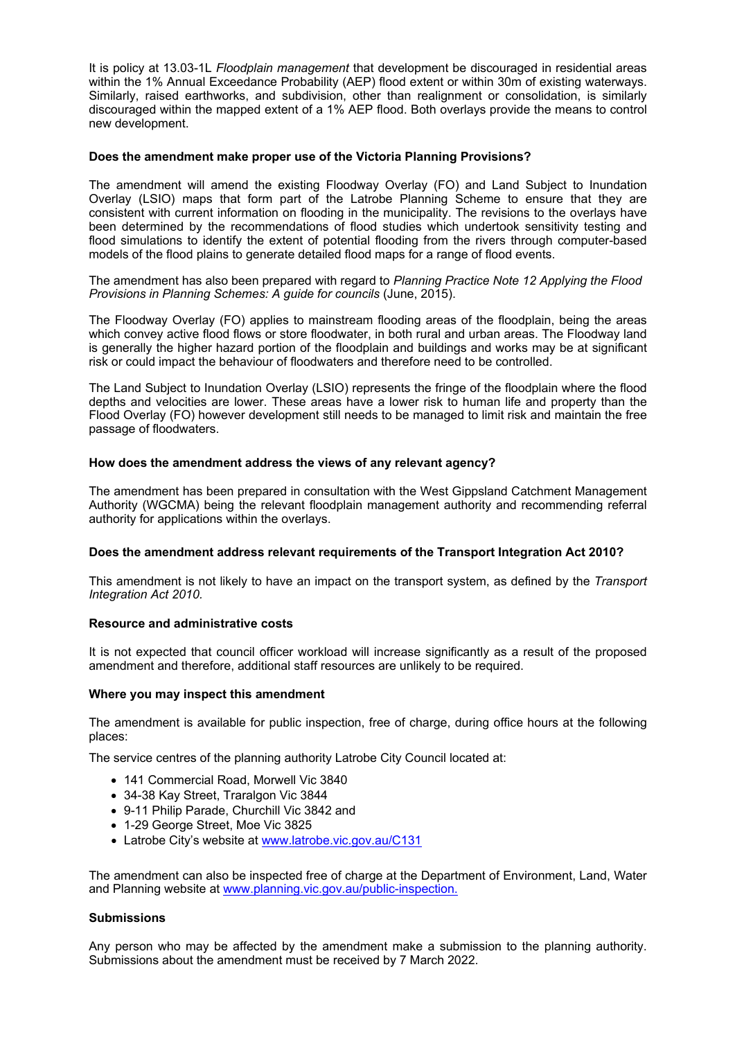It is policy at 13.03-1L *Floodplain management* that development be discouraged in residential areas within the 1% Annual Exceedance Probability (AEP) flood extent or within 30m of existing waterways. Similarly, raised earthworks, and subdivision, other than realignment or consolidation, is similarly discouraged within the mapped extent of a 1% AEP flood. Both overlays provide the means to control new development.

**Does the amendment make proper use of the Victoria Planning Provisions?**

The amendment will amend the existing Floodway Overlay (FO) and Land Subject to Inundation Overlay (LSIO) maps that form part of the Latrobe Planning Scheme to ensure that they are consistent with current information on flooding in the municipality. The revisions to the overlays have been determined by the recommendations of flood studies which undertook sensitivity testing and flood simulations to identify the extent of potential flooding from the rivers through computer-based models of the flood plains to generate detailed flood maps for a range of flood events.

The amendment has also been prepared with regard to *Planning Practice Note 12 Applying the Flood Provisions in Planning Schemes: A guide for councils* (June, 2015).

The Floodway Overlay (FO) applies to mainstream flooding areas of the floodplain, being the areas which convey active flood flows or store floodwater, in both rural and urban areas. The Floodway land is generally the higher hazard portion of the floodplain and buildings and works may be at significant risk or could impact the behaviour of floodwaters and therefore need to be controlled.

The Land Subject to Inundation Overlay (LSIO) represents the fringe of the floodplain where the flood depths and velocities are lower. These areas have a lower risk to human life and property than the Flood Overlay (FO) however development still needs to be managed to limit risk and maintain the free passage of floodwaters.

**How does the amendment address the views of any relevant agency?**

The amendment has been prepared in consultation with the West Gippsland Catchment Management Authority (WGCMA) being the relevant floodplain management authority and recommending referral authority for applications within the overlays.

**Does the amendment address relevant requirements of the Transport Integration Act 2010?**

This amendment is not likely to have an impact on the transport system, as defined by the *Transport Integration Act 2010.*

**Resource and administrative costs**

It is not expected that council officer workload will increase significantly as a result of the proposed amendment and therefore, additional staff resources are unlikely to be required.

**Where you may inspect this amendment**

The amendment is available for public inspection, free of charge, during office hours at the following places:

The service centres of the planning authority Latrobe City Council located at:

- 141 Commercial Road, Morwell Vic 3840
- 34-38 Kay Street, Traralgon Vic 3844
- 9-11 Philip Parade, Churchill Vic 3842 and
- 1-29 George Street, Moe Vic 3825
- Latrobe City's website at [www.latrobe.vic.gov.au/C131](www.latrobe.vic.gov.au/C131)

The amendment can also be inspected free of charge at the Department of Environment, Land, Water and Planning website at [www.planning.vic.gov.au/public-inspection.](www.planning.vic.gov.au/public-inspection)

**Submissions**

Any person who may be affected by the amendment make a submission to the planning authority. Submissions about the amendment must be received by 7 March 2022.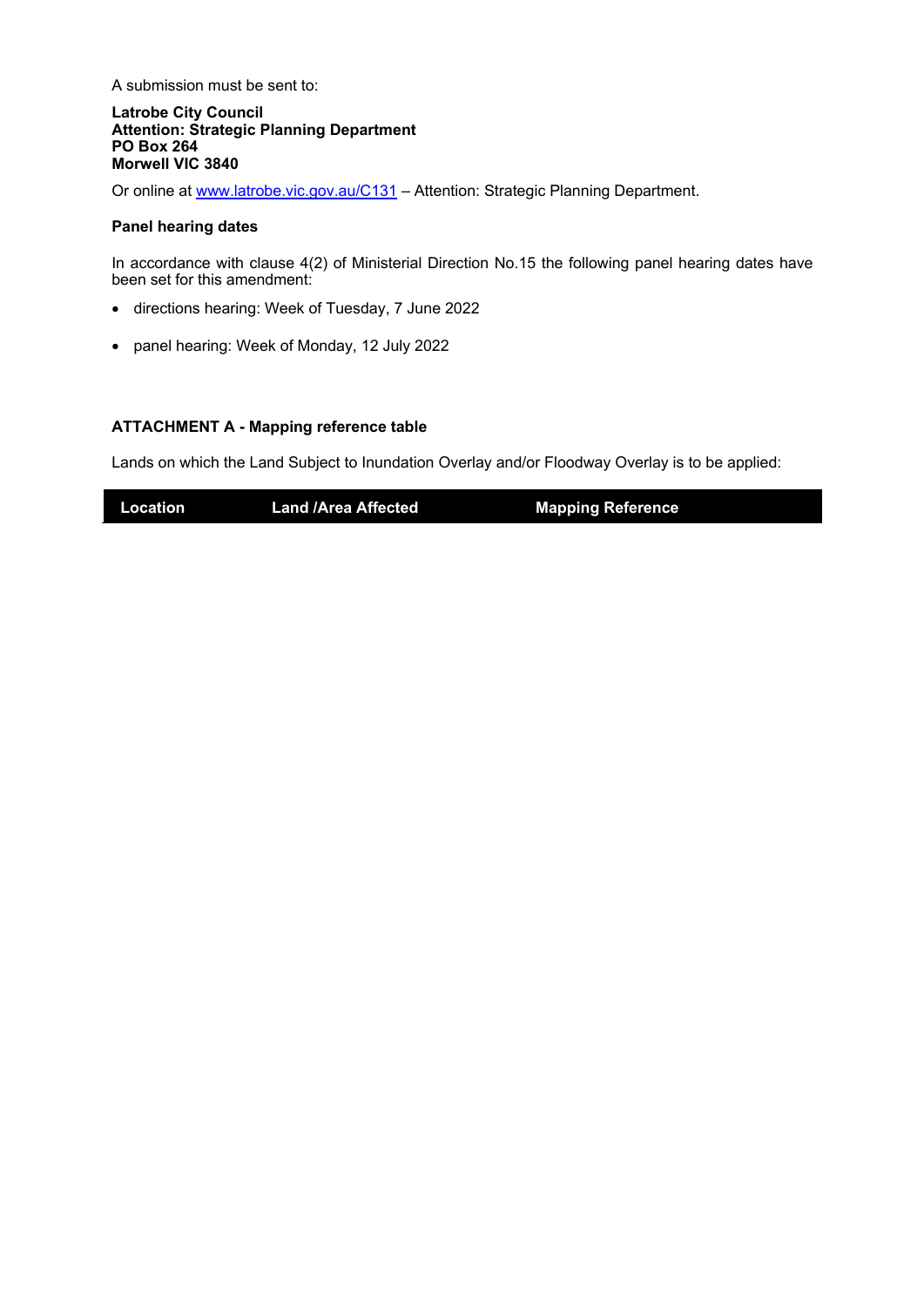A submission must be sent to:

**Latrobe City Council**
**Attention: Strategic Planning Department**
**PO Box 264**
**Morwell VIC 3840**

Or online at [www.latrobe.vic.gov.au/C131](www.latrobe.vic.gov.au/C131) – Attention: Strategic Planning Department.

**Panel hearing dates**

In accordance with clause 4(2) of Ministerial Direction No.15 the following panel hearing dates have been set for this amendment:

- directions hearing: Week of Tuesday, 7 June 2022
- panel hearing: Week of Monday, 12 July 2022

**ATTACHMENT A - Mapping reference table**

Lands on which the Land Subject to Inundation Overlay and/or Floodway Overlay is to be applied:

| Location | Land /Area Affected | Mapping Reference |
| --- | --- | --- |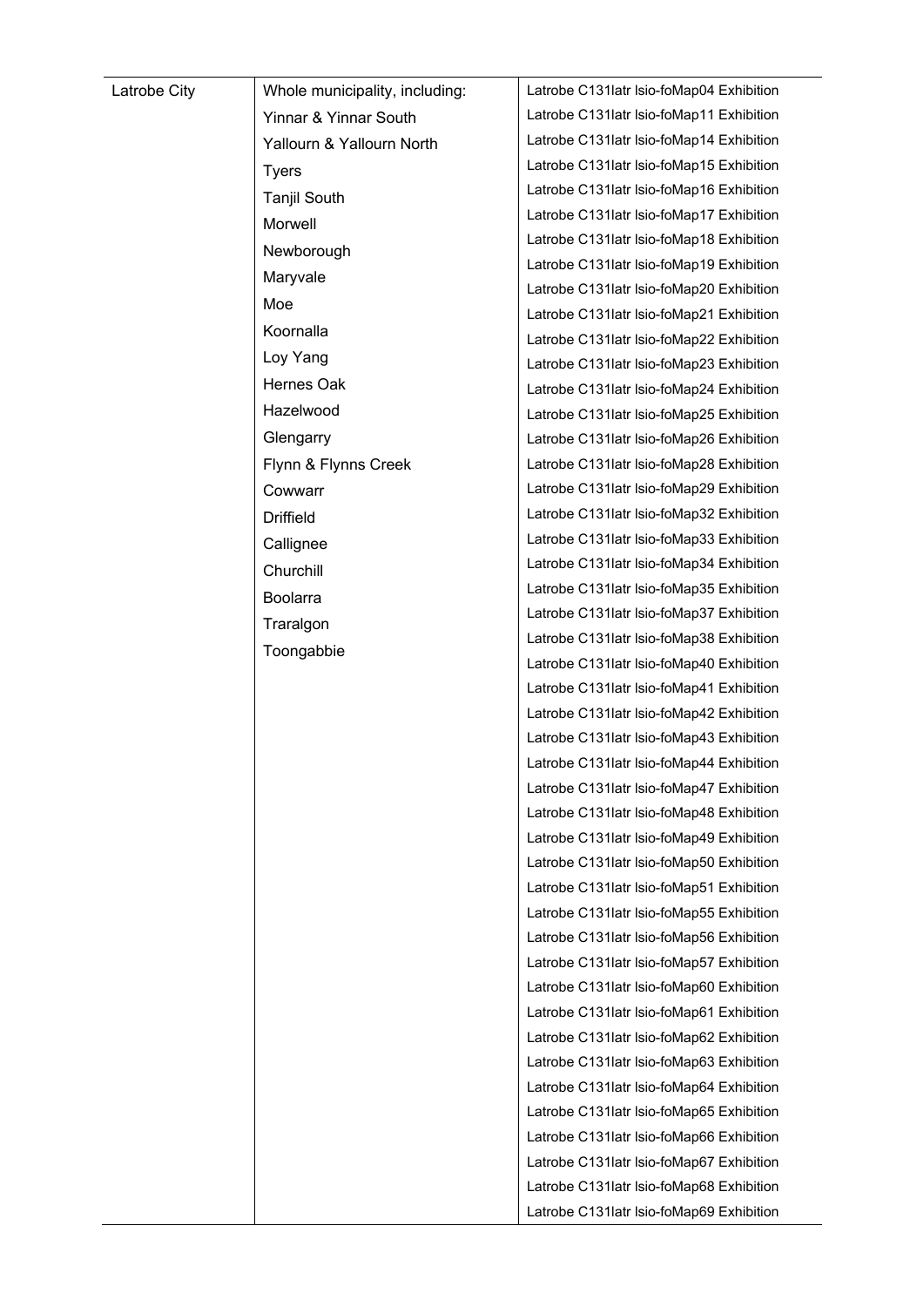| Latrobe City | Whole municipality, including: | Latrobe C131latr lsio-foMap04 Exhibition |
|---|---|---|
| | Yinnar & Yinnar South | Latrobe C131latr lsio-foMap11 Exhibition |
| | Yallourn & Yallourn North | Latrobe C131latr lsio-foMap14 Exhibition |
| | Tyers | Latrobe C131latr lsio-foMap15 Exhibition |
| | Tanjil South | Latrobe C131latr lsio-foMap16 Exhibition |
| | Morwell | Latrobe C131latr lsio-foMap17 Exhibition |
| | Newborough | Latrobe C131latr lsio-foMap18 Exhibition |
| | Maryvale | Latrobe C131latr lsio-foMap19 Exhibition |
| | Moe | Latrobe C131latr lsio-foMap20 Exhibition |
| | Koornalla | Latrobe C131latr lsio-foMap21 Exhibition |
| | Loy Yang | Latrobe C131latr lsio-foMap22 Exhibition |
| | Hernes Oak | Latrobe C131latr lsio-foMap23 Exhibition |
| | Hazelwood | Latrobe C131latr lsio-foMap24 Exhibition |
| | Glengarry | Latrobe C131latr lsio-foMap25 Exhibition |
| | Flynn & Flynns Creek | Latrobe C131latr lsio-foMap26 Exhibition |
| | Cowwarr | Latrobe C131latr lsio-foMap28 Exhibition |
| | Driffield | Latrobe C131latr lsio-foMap29 Exhibition |
| | Callignee | Latrobe C131latr lsio-foMap32 Exhibition |
| | Churchill | Latrobe C131latr lsio-foMap33 Exhibition |
| | Boolarra | Latrobe C131latr lsio-foMap34 Exhibition |
| | Traralgon | Latrobe C131latr lsio-foMap35 Exhibition |
| | Toongabbie | Latrobe C131latr lsio-foMap37 Exhibition |
| | | Latrobe C131latr lsio-foMap38 Exhibition |
| | | Latrobe C131latr lsio-foMap40 Exhibition |
| | | Latrobe C131latr lsio-foMap41 Exhibition |
| | | Latrobe C131latr lsio-foMap42 Exhibition |
| | | Latrobe C131latr lsio-foMap43 Exhibition |
| | | Latrobe C131latr lsio-foMap44 Exhibition |
| | | Latrobe C131latr lsio-foMap47 Exhibition |
| | | Latrobe C131latr lsio-foMap48 Exhibition |
| | | Latrobe C131latr lsio-foMap49 Exhibition |
| | | Latrobe C131latr lsio-foMap50 Exhibition |
| | | Latrobe C131latr lsio-foMap51 Exhibition |
| | | Latrobe C131latr lsio-foMap55 Exhibition |
| | | Latrobe C131latr lsio-foMap56 Exhibition |
| | | Latrobe C131latr lsio-foMap57 Exhibition |
| | | Latrobe C131latr lsio-foMap60 Exhibition |
| | | Latrobe C131latr lsio-foMap61 Exhibition |
| | | Latrobe C131latr lsio-foMap62 Exhibition |
| | | Latrobe C131latr lsio-foMap63 Exhibition |
| | | Latrobe C131latr lsio-foMap64 Exhibition |
| | | Latrobe C131latr lsio-foMap65 Exhibition |
| | | Latrobe C131latr lsio-foMap66 Exhibition |
| | | Latrobe C131latr lsio-foMap67 Exhibition |
| | | Latrobe C131latr lsio-foMap68 Exhibition |
| | | Latrobe C131latr lsio-foMap69 Exhibition |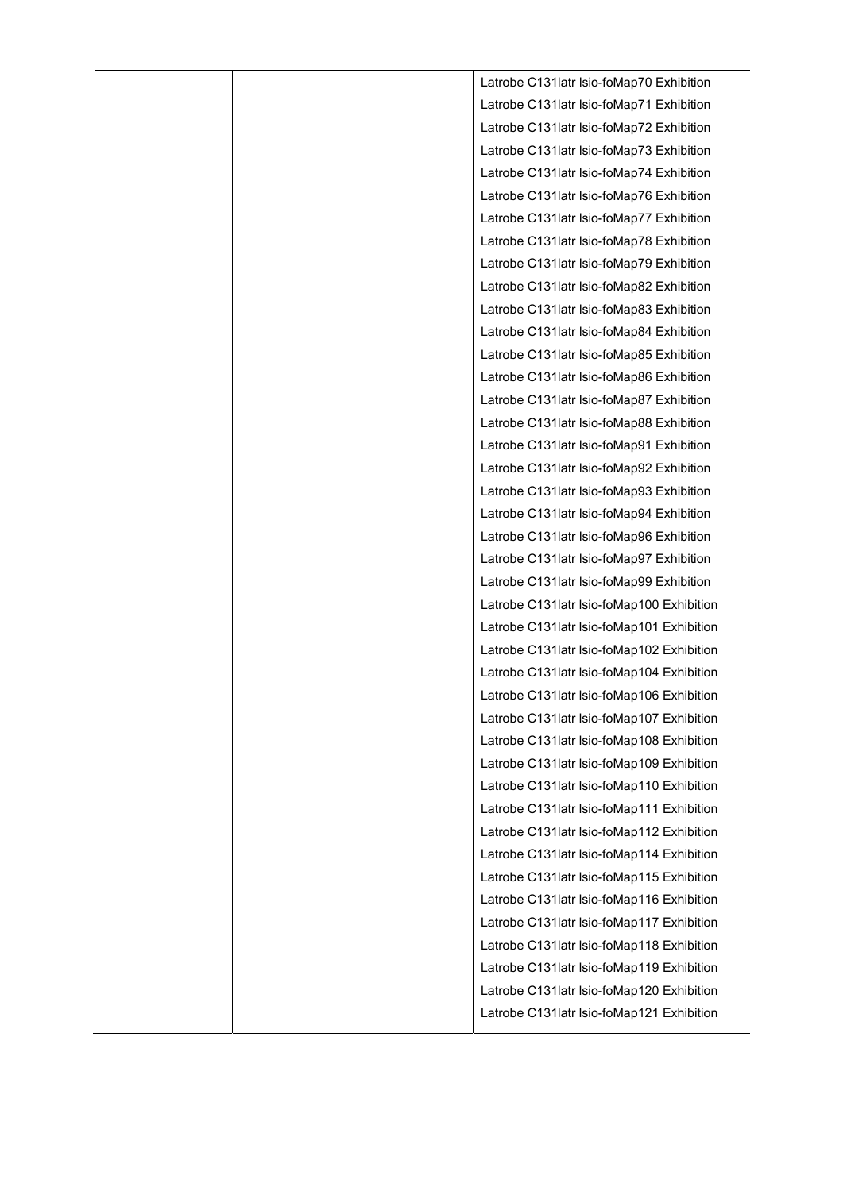| | | |
|---|---|---|
| | | Latrobe C131latr Isio-foMap70 Exhibition |
| | | Latrobe C131latr Isio-foMap71 Exhibition |
| | | Latrobe C131latr Isio-foMap72 Exhibition |
| | | Latrobe C131latr Isio-foMap73 Exhibition |
| | | Latrobe C131latr Isio-foMap74 Exhibition |
| | | Latrobe C131latr Isio-foMap76 Exhibition |
| | | Latrobe C131latr Isio-foMap77 Exhibition |
| | | Latrobe C131latr Isio-foMap78 Exhibition |
| | | Latrobe C131latr Isio-foMap79 Exhibition |
| | | Latrobe C131latr Isio-foMap82 Exhibition |
| | | Latrobe C131latr Isio-foMap83 Exhibition |
| | | Latrobe C131latr Isio-foMap84 Exhibition |
| | | Latrobe C131latr Isio-foMap85 Exhibition |
| | | Latrobe C131latr Isio-foMap86 Exhibition |
| | | Latrobe C131latr Isio-foMap87 Exhibition |
| | | Latrobe C131latr Isio-foMap88 Exhibition |
| | | Latrobe C131latr Isio-foMap91 Exhibition |
| | | Latrobe C131latr Isio-foMap92 Exhibition |
| | | Latrobe C131latr Isio-foMap93 Exhibition |
| | | Latrobe C131latr Isio-foMap94 Exhibition |
| | | Latrobe C131latr Isio-foMap96 Exhibition |
| | | Latrobe C131latr Isio-foMap97 Exhibition |
| | | Latrobe C131latr Isio-foMap99 Exhibition |
| | | Latrobe C131latr Isio-foMap100 Exhibition |
| | | Latrobe C131latr Isio-foMap101 Exhibition |
| | | Latrobe C131latr Isio-foMap102 Exhibition |
| | | Latrobe C131latr Isio-foMap104 Exhibition |
| | | Latrobe C131latr Isio-foMap106 Exhibition |
| | | Latrobe C131latr Isio-foMap107 Exhibition |
| | | Latrobe C131latr Isio-foMap108 Exhibition |
| | | Latrobe C131latr Isio-foMap109 Exhibition |
| | | Latrobe C131latr Isio-foMap110 Exhibition |
| | | Latrobe C131latr Isio-foMap111 Exhibition |
| | | Latrobe C131latr Isio-foMap112 Exhibition |
| | | Latrobe C131latr Isio-foMap114 Exhibition |
| | | Latrobe C131latr Isio-foMap115 Exhibition |
| | | Latrobe C131latr Isio-foMap116 Exhibition |
| | | Latrobe C131latr Isio-foMap117 Exhibition |
| | | Latrobe C131latr Isio-foMap118 Exhibition |
| | | Latrobe C131latr Isio-foMap119 Exhibition |
| | | Latrobe C131latr Isio-foMap120 Exhibition |
| | | Latrobe C131latr Isio-foMap121 Exhibition |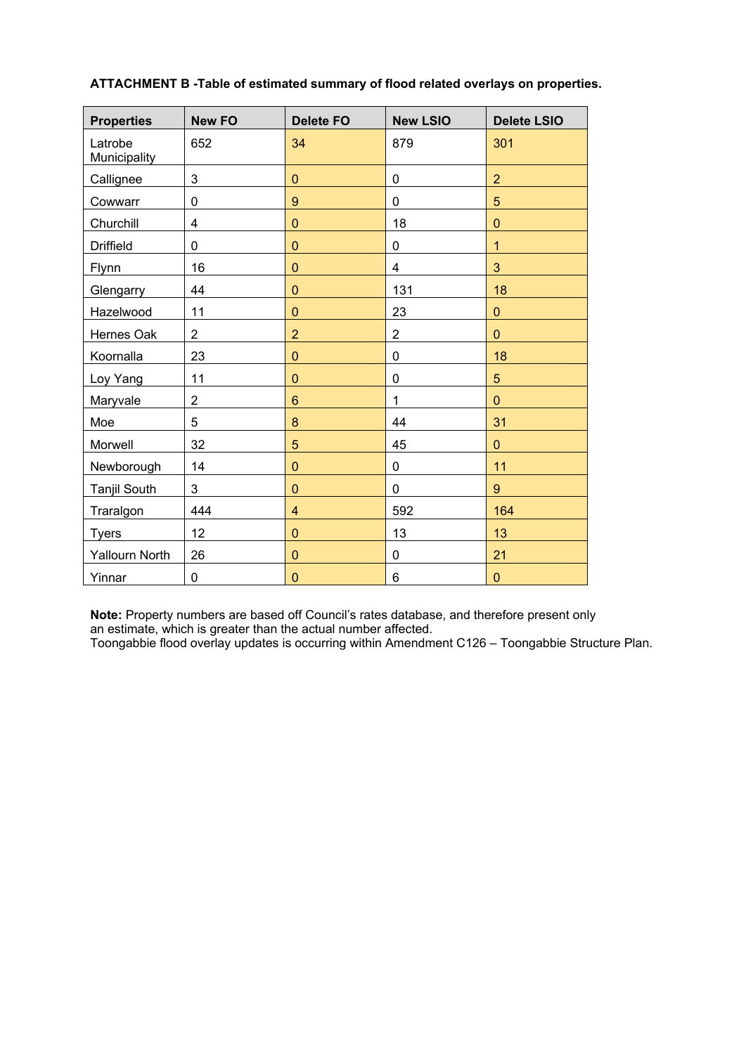**ATTACHMENT B -Table of estimated summary of flood related overlays on properties.**

| Properties | New FO | Delete FO | New LSIO | Delete LSIO |
|---|---|---|---|---|
| Latrobe Municipality | 652 | 34 | 879 | 301 |
| Callignee | 3 | 0 | 0 | 2 |
| Cowwarr | 0 | 9 | 0 | 5 |
| Churchill | 4 | 0 | 18 | 0 |
| Driffield | 0 | 0 | 0 | 1 |
| Flynn | 16 | 0 | 4 | 3 |
| Glengarry | 44 | 0 | 131 | 18 |
| Hazelwood | 11 | 0 | 23 | 0 |
| Hernes Oak | 2 | 2 | 2 | 0 |
| Koornalla | 23 | 0 | 0 | 18 |
| Loy Yang | 11 | 0 | 0 | 5 |
| Maryvale | 2 | 6 | 1 | 0 |
| Moe | 5 | 8 | 44 | 31 |
| Morwell | 32 | 5 | 45 | 0 |
| Newborough | 14 | 0 | 0 | 11 |
| Tanjil South | 3 | 0 | 0 | 9 |
| Traralgon | 444 | 4 | 592 | 164 |
| Tyers | 12 | 0 | 13 | 13 |
| Yallourn North | 26 | 0 | 0 | 21 |
| Yinnar | 0 | 0 | 6 | 0 |

**Note:** Property numbers are based off Council's rates database, and therefore present only an estimate, which is greater than the actual number affected.
Toongabbie flood overlay updates is occurring within Amendment C126 – Toongabbie Structure Plan.